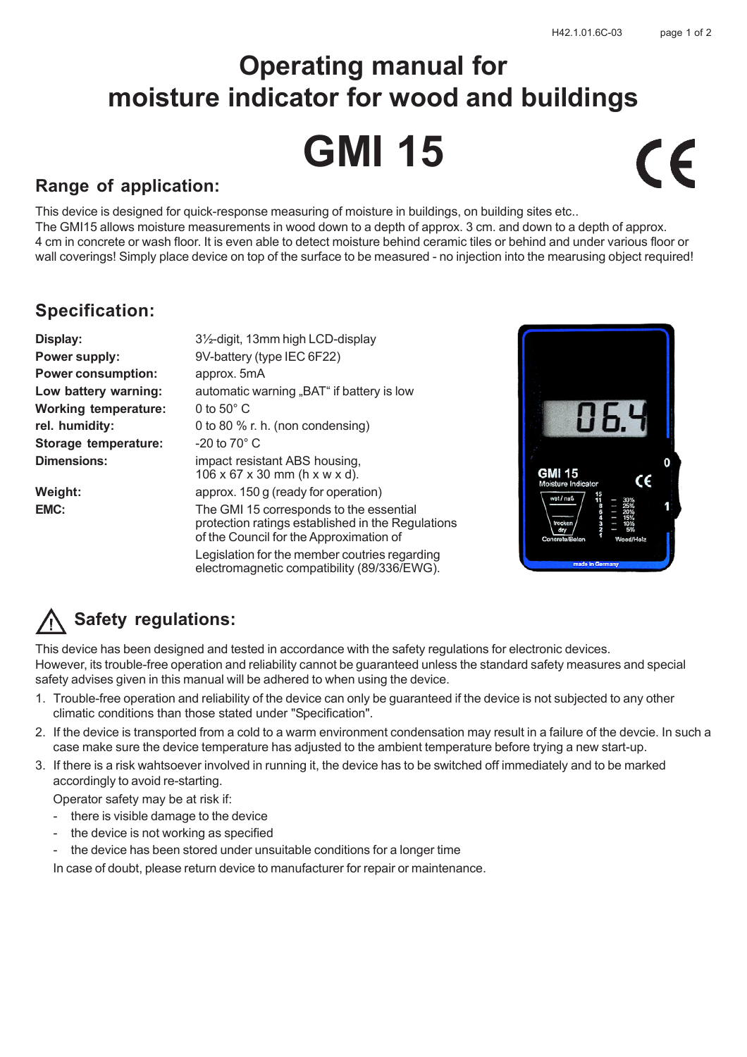# Operating manual for moisture indicator for wood and buildings

# GMI 15

## Range of application:

This device is designed for quick-response measuring of moisture in buildings, on building sites etc..
The GMI15 allows moisture measurements in wood down to a depth of approx. 3 cm. and down to a depth of approx. 4 cm in concrete or wash floor. It is even able to detect moisture behind ceramic tiles or behind and under various floor or wall coverings! Simply place device on top of the surface to be measured - no injection into the mearusing object required!

## Specification:

| | |
|---|---|
| **Display:** | 3½-digit, 13mm high LCD-display |
| **Power supply:** | 9V-battery (type IEC 6F22) |
| **Power consumption:** | approx. 5mA |
| **Low battery warning:** | automatic warning „BAT" if battery is low |
| **Working temperature:** | 0 to 50° C |
| **rel. humidity:** | 0 to 80 % r. h. (non condensing) |
| **Storage temperature:** | -20 to 70° C |
| **Dimensions:** | impact resistant ABS housing, 106 x 67 x 30 mm (h x w x d). |
| **Weight:** | approx. 150 g (ready for operation) |
| **EMC:** | The GMI 15 corresponds to the essential protection ratings established in the Regulations of the Council for the Approximation of Legislation for the member coutries regarding electromagnetic compatibility (89/336/EWG). |

## Safety regulations:

This device has been designed and tested in accordance with the safety regulations for electronic devices.
However, its trouble-free operation and reliability cannot be guaranteed unless the standard safety measures and special safety advises given in this manual will be adhered to when using the device.

1. Trouble-free operation and reliability of the device can only be guaranteed if the device is not subjected to any other climatic conditions than those stated under "Specification".
2. If the device is transported from a cold to a warm environment condensation may result in a failure of the devcie. In such a case make sure the device temperature has adjusted to the ambient temperature before trying a new start-up.
3. If there is a risk wahtsoever involved in running it, the device has to be switched off immediately and to be marked accordingly to avoid re-starting.

   Operator safety may be at risk if:

   - there is visible damage to the device
   - the device is not working as specified
   - the device has been stored under unsuitable conditions for a longer time

   In case of doubt, please return device to manufacturer for repair or maintenance.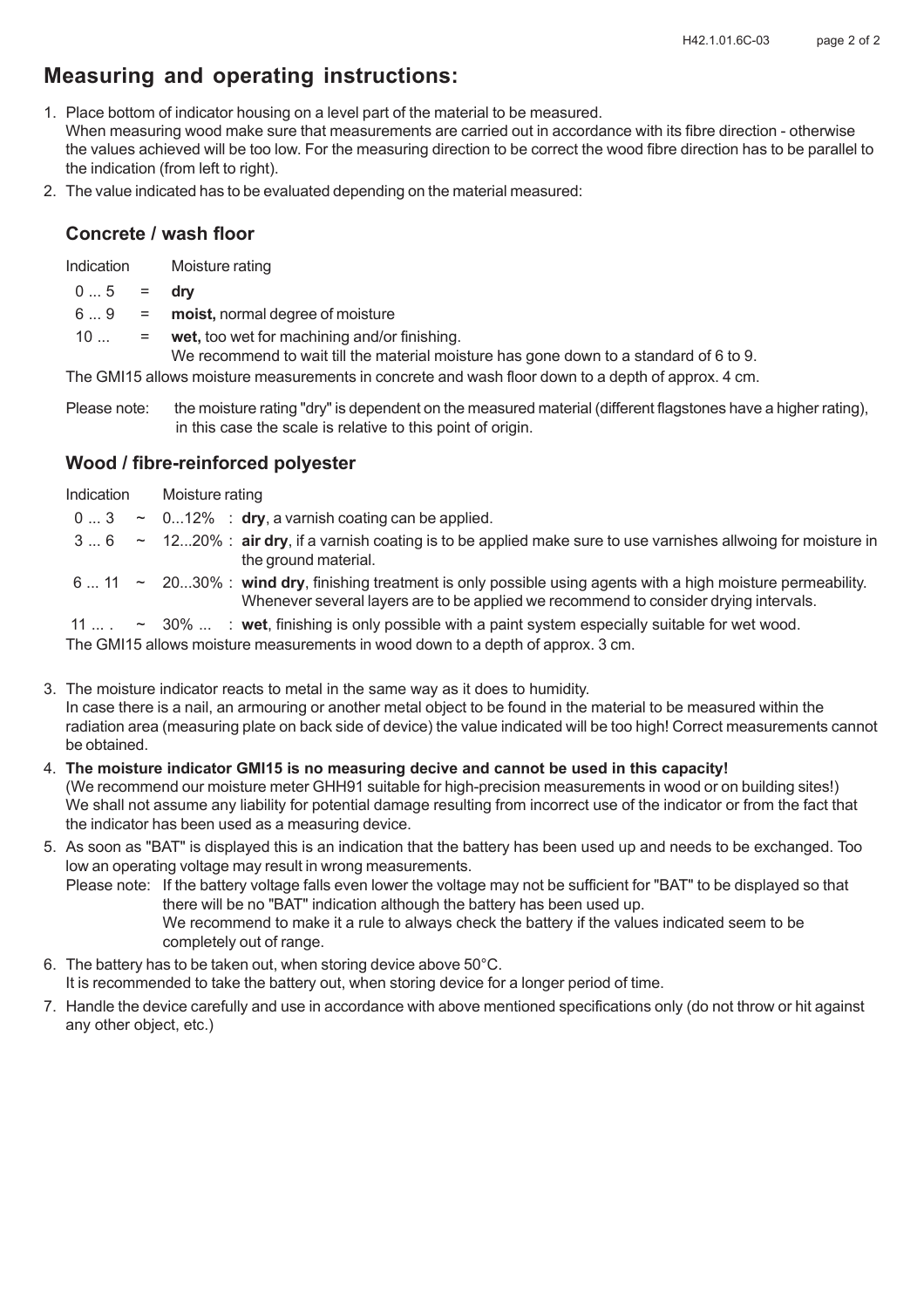# Measuring and operating instructions:

1. Place bottom of indicator housing on a level part of the material to be measured.
   When measuring wood make sure that measurements are carried out in accordance with its fibre direction - otherwise the values achieved will be too low. For the measuring direction to be correct the wood fibre direction has to be parallel to the indication (from left to right).
2. The value indicated has to be evaluated depending on the material measured:

## Concrete / wash floor

| Indication | | Moisture rating |
|---|---|---|
| 0 ... 5 | = | **dry** |
| 6 ... 9 | = | **moist,** normal degree of moisture |
| 10 ... | = | **wet,** too wet for machining and/or finishing. We recommend to wait till the material moisture has gone down to a standard of 6 to 9. |

The GMI15 allows moisture measurements in concrete and wash floor down to a depth of approx. 4 cm.

Please note: the moisture rating "dry" is dependent on the measured material (different flagstones have a higher rating), in this case the scale is relative to this point of origin.

## Wood / fibre-reinforced polyester

| Indication | | Moisture rating | |
|---|---|---|---|
| 0 ... 3 | ~ | 0...12% | : **dry**, a varnish coating can be applied. |
| 3 ... 6 | ~ | 12...20% | : **air dry**, if a varnish coating is to be applied make sure to use varnishes allwoing for moisture in the ground material. |
| 6 ... 11 | ~ | 20...30% | : **wind dry**, finishing treatment is only possible using agents with a high moisture permeability. Whenever several layers are to be applied we recommend to consider drying intervals. |
| 11 ... . | ~ | 30% ... | : **wet**, finishing is only possible with a paint system especially suitable for wet wood. |

The GMI15 allows moisture measurements in wood down to a depth of approx. 3 cm.

3. The moisture indicator reacts to metal in the same way as it does to humidity.
   In case there is a nail, an armouring or another metal object to be found in the material to be measured within the radiation area (measuring plate on back side of device) the value indicated will be too high! Correct measurements cannot be obtained.
4. **The moisture indicator GMI15 is no measuring decive and cannot be used in this capacity!**
   (We recommend our moisture meter GHH91 suitable for high-precision measurements in wood or on building sites!)
   We shall not assume any liability for potential damage resulting from incorrect use of the indicator or from the fact that the indicator has been used as a measuring device.
5. As soon as "BAT" is displayed this is an indication that the battery has been used up and needs to be exchanged. Too low an operating voltage may result in wrong measurements.
   Please note: If the battery voltage falls even lower the voltage may not be sufficient for "BAT" to be displayed so that there will be no "BAT" indication although the battery has been used up.
   We recommend to make it a rule to always check the battery if the values indicated seem to be completely out of range.
6. The battery has to be taken out, when storing device above 50°C.
   It is recommended to take the battery out, when storing device for a longer period of time.
7. Handle the device carefully and use in accordance with above mentioned specifications only (do not throw or hit against any other object, etc.)